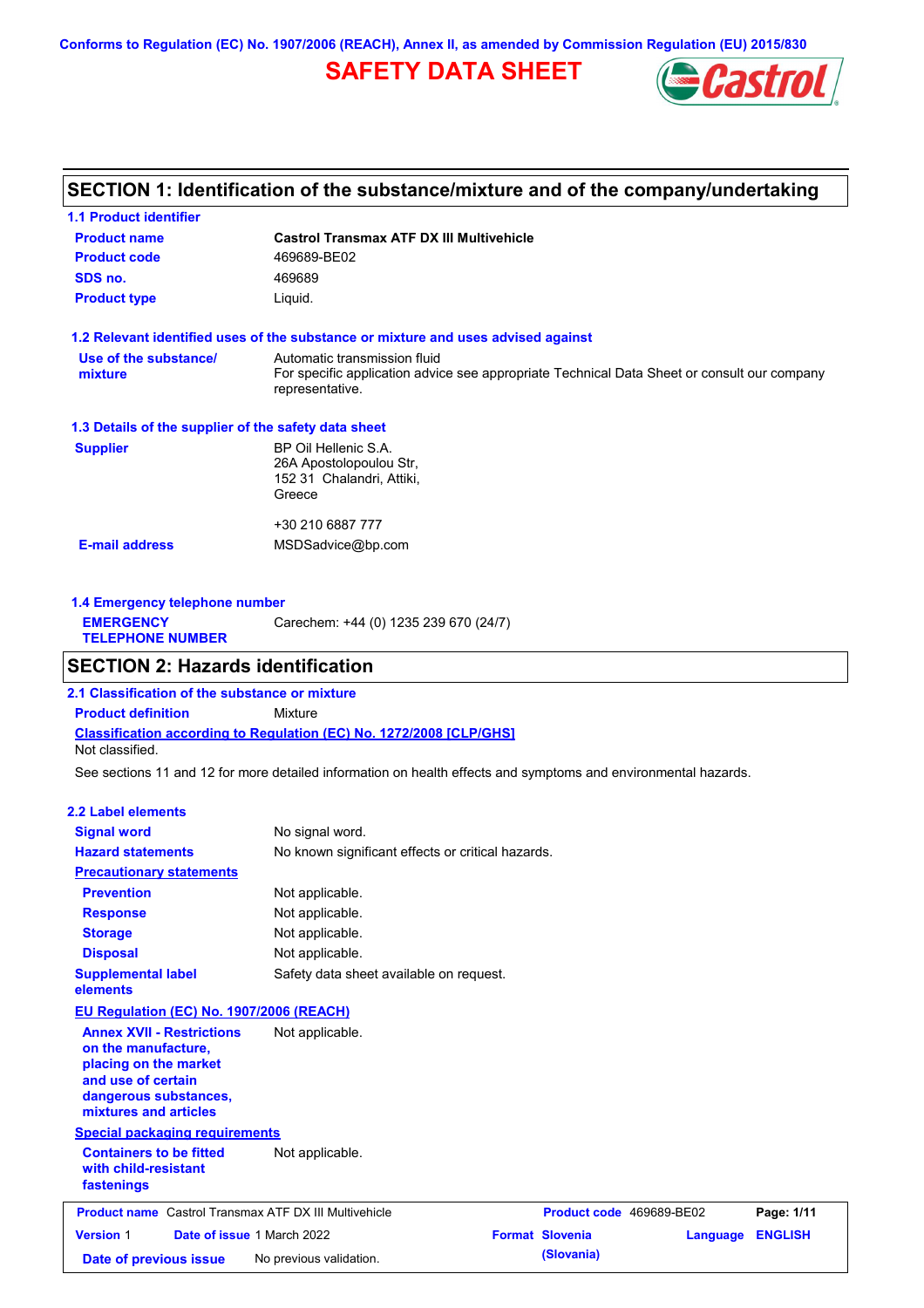Conforms to Regulation (EC) No. 1907/2006 (REACH), Annex II, as amended by Commission Regulation (EU) 2015/830

# SAFETY DATA SHEET

## SECTION 1: Identification of the substance/mixture and of the company/undertaking

### 1.1 Product identifier

| | |
|---|---|
| **Product name** | **Castrol Transmax ATF DX III Multivehicle** |
| **Product code** | 469689-BE02 |
| **SDS no.** | 469689 |
| **Product type** | Liquid. |

### 1.2 Relevant identified uses of the substance or mixture and uses advised against

| | |
|---|---|
| **Use of the substance/ mixture** | Automatic transmission fluid<br>For specific application advice see appropriate Technical Data Sheet or consult our company representative. |

### 1.3 Details of the supplier of the safety data sheet

| | |
|---|---|
| **Supplier** | BP Oil Hellenic S.A.<br>26A Apostolopoulou Str,<br>152 31 Chalandri, Attiki,<br>Greece<br><br>+30 210 6887 777 |
| **E-mail address** | MSDSadvice@bp.com |

### 1.4 Emergency telephone number

| | |
|---|---|
| **EMERGENCY TELEPHONE NUMBER** | Carechem: +44 (0) 1235 239 670 (24/7) |

## SECTION 2: Hazards identification

### 2.1 Classification of the substance or mixture

**Product definition** Mixture

**Classification according to Regulation (EC) No. 1272/2008 [CLP/GHS]**

Not classified.

See sections 11 and 12 for more detailed information on health effects and symptoms and environmental hazards.

### 2.2 Label elements

| | |
|---|---|
| **Signal word** | No signal word. |
| **Hazard statements** | No known significant effects or critical hazards. |
| **Precautionary statements** | |
| **Prevention** | Not applicable. |
| **Response** | Not applicable. |
| **Storage** | Not applicable. |
| **Disposal** | Not applicable. |
| **Supplemental label elements** | Safety data sheet available on request. |

**EU Regulation (EC) No. 1907/2006 (REACH)**

| | |
|---|---|
| **Annex XVII - Restrictions on the manufacture, placing on the market and use of certain dangerous substances, mixtures and articles** | Not applicable. |

**Special packaging requirements**

| | |
|---|---|
| **Containers to be fitted with child-resistant fastenings** | Not applicable. |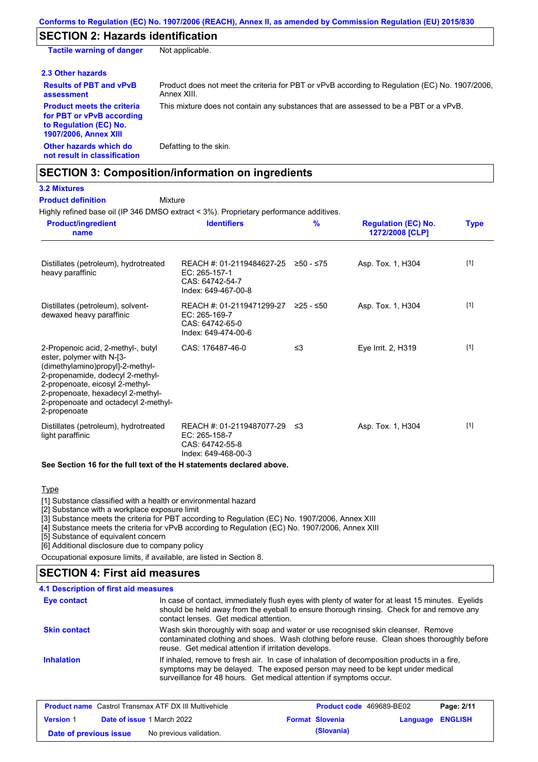## SECTION 2: Hazards identification

| | |
|---|---|
| **Tactile warning of danger** | Not applicable. |

### 2.3 Other hazards

| | |
|---|---|
| **Results of PBT and vPvB assessment** | Product does not meet the criteria for PBT or vPvB according to Regulation (EC) No. 1907/2006, Annex XIII. |
| **Product meets the criteria for PBT or vPvB according to Regulation (EC) No. 1907/2006, Annex XIII** | This mixture does not contain any substances that are assessed to be a PBT or a vPvB. |
| **Other hazards which do not result in classification** | Defatting to the skin. |

## SECTION 3: Composition/information on ingredients

### 3.2 Mixtures

**Product definition** Mixture

Highly refined base oil (IP 346 DMSO extract < 3%). Proprietary performance additives.

| Product/ingredient name | Identifiers | % | Regulation (EC) No. 1272/2008 [CLP] | Type |
|---|---|---|---|---|
| Distillates (petroleum), hydrotreated heavy paraffinic | REACH #: 01-2119484627-25<br>EC: 265-157-1<br>CAS: 64742-54-7<br>Index: 649-467-00-8 | ≥50 - ≤75 | Asp. Tox. 1, H304 | [1] |
| Distillates (petroleum), solvent-dewaxed heavy paraffinic | REACH #: 01-2119471299-27<br>EC: 265-169-7<br>CAS: 64742-65-0<br>Index: 649-474-00-6 | ≥25 - ≤50 | Asp. Tox. 1, H304 | [1] |
| 2-Propenoic acid, 2-methyl-, butyl ester, polymer with N-[3-(dimethylamino)propyl]-2-methyl-2-propenamide, dodecyl 2-methyl-2-propenoate, eicosyl 2-methyl-2-propenoate, hexadecyl 2-methyl-2-propenoate and octadecyl 2-methyl-2-propenoate | CAS: 176487-46-0 | ≤3 | Eye Irrit. 2, H319 | [1] |
| Distillates (petroleum), hydrotreated light paraffinic | REACH #: 01-2119487077-29<br>EC: 265-158-7<br>CAS: 64742-55-8<br>Index: 649-468-00-3 | ≤3 | Asp. Tox. 1, H304 | [1] |

**See Section 16 for the full text of the H statements declared above.**

Type

[1] Substance classified with a health or environmental hazard
[2] Substance with a workplace exposure limit
[3] Substance meets the criteria for PBT according to Regulation (EC) No. 1907/2006, Annex XIII
[4] Substance meets the criteria for vPvB according to Regulation (EC) No. 1907/2006, Annex XIII
[5] Substance of equivalent concern
[6] Additional disclosure due to company policy

Occupational exposure limits, if available, are listed in Section 8.

## SECTION 4: First aid measures

### 4.1 Description of first aid measures

| | |
|---|---|
| **Eye contact** | In case of contact, immediately flush eyes with plenty of water for at least 15 minutes. Eyelids should be held away from the eyeball to ensure thorough rinsing. Check for and remove any contact lenses. Get medical attention. |
| **Skin contact** | Wash skin thoroughly with soap and water or use recognised skin cleanser. Remove contaminated clothing and shoes. Wash clothing before reuse. Clean shoes thoroughly before reuse. Get medical attention if irritation develops. |
| **Inhalation** | If inhaled, remove to fresh air. In case of inhalation of decomposition products in a fire, symptoms may be delayed. The exposed person may need to be kept under medical surveillance for 48 hours. Get medical attention if symptoms occur. |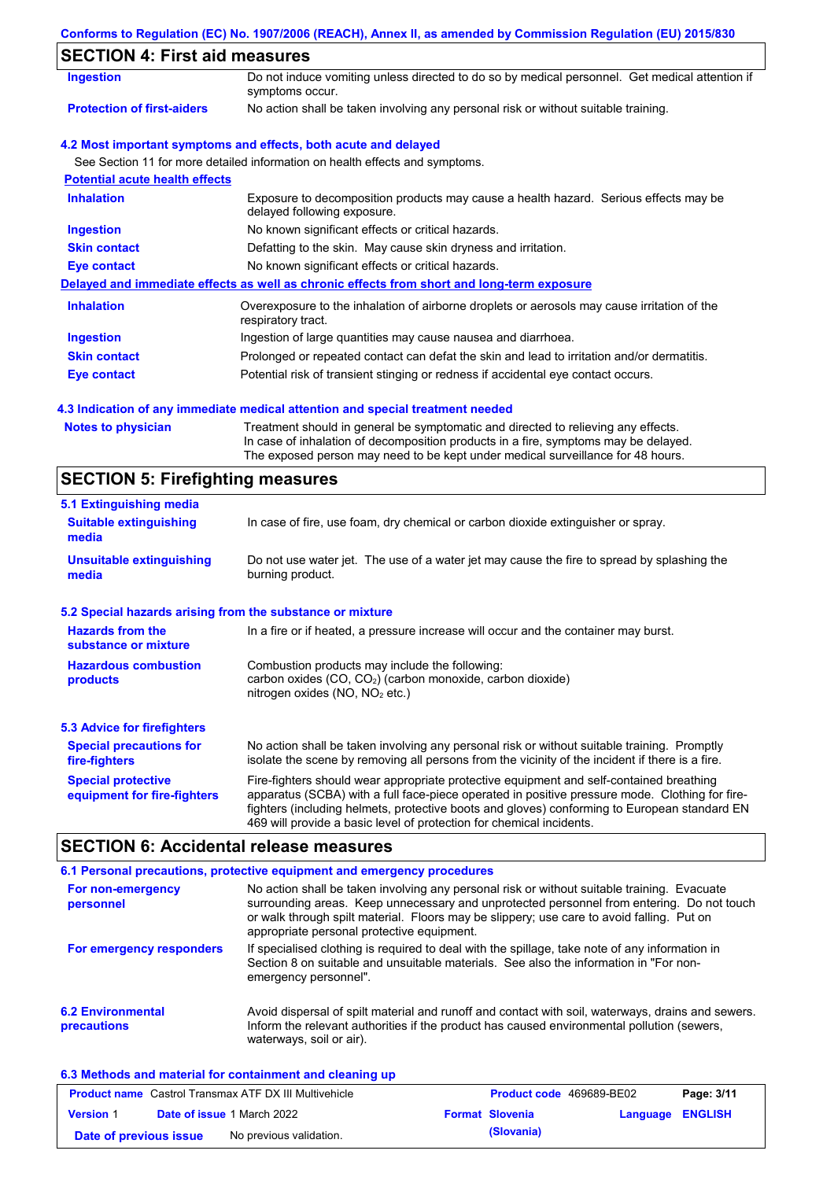## SECTION 4: First aid measures

| | |
|---|---|
| **Ingestion** | Do not induce vomiting unless directed to do so by medical personnel. Get medical attention if symptoms occur. |
| **Protection of first-aiders** | No action shall be taken involving any personal risk or without suitable training. |

### 4.2 Most important symptoms and effects, both acute and delayed

See Section 11 for more detailed information on health effects and symptoms.

**Potential acute health effects**

| | |
|---|---|
| **Inhalation** | Exposure to decomposition products may cause a health hazard. Serious effects may be delayed following exposure. |
| **Ingestion** | No known significant effects or critical hazards. |
| **Skin contact** | Defatting to the skin. May cause skin dryness and irritation. |
| **Eye contact** | No known significant effects or critical hazards. |

**Delayed and immediate effects as well as chronic effects from short and long-term exposure**

| | |
|---|---|
| **Inhalation** | Overexposure to the inhalation of airborne droplets or aerosols may cause irritation of the respiratory tract. |
| **Ingestion** | Ingestion of large quantities may cause nausea and diarrhoea. |
| **Skin contact** | Prolonged or repeated contact can defat the skin and lead to irritation and/or dermatitis. |
| **Eye contact** | Potential risk of transient stinging or redness if accidental eye contact occurs. |

### 4.3 Indication of any immediate medical attention and special treatment needed

| | |
|---|---|
| **Notes to physician** | Treatment should in general be symptomatic and directed to relieving any effects. In case of inhalation of decomposition products in a fire, symptoms may be delayed. The exposed person may need to be kept under medical surveillance for 48 hours. |

## SECTION 5: Firefighting measures

### 5.1 Extinguishing media

| | |
|---|---|
| **Suitable extinguishing media** | In case of fire, use foam, dry chemical or carbon dioxide extinguisher or spray. |
| **Unsuitable extinguishing media** | Do not use water jet. The use of a water jet may cause the fire to spread by splashing the burning product. |

### 5.2 Special hazards arising from the substance or mixture

| | |
|---|---|
| **Hazards from the substance or mixture** | In a fire or if heated, a pressure increase will occur and the container may burst. |
| **Hazardous combustion products** | Combustion products may include the following: carbon oxides (CO, $CO_2$) (carbon monoxide, carbon dioxide) nitrogen oxides (NO, $NO_2$ etc.) |

### 5.3 Advice for firefighters

| | |
|---|---|
| **Special precautions for fire-fighters** | No action shall be taken involving any personal risk or without suitable training. Promptly isolate the scene by removing all persons from the vicinity of the incident if there is a fire. |
| **Special protective equipment for fire-fighters** | Fire-fighters should wear appropriate protective equipment and self-contained breathing apparatus (SCBA) with a full face-piece operated in positive pressure mode. Clothing for fire-fighters (including helmets, protective boots and gloves) conforming to European standard EN 469 will provide a basic level of protection for chemical incidents. |

## SECTION 6: Accidental release measures

### 6.1 Personal precautions, protective equipment and emergency procedures

| | |
|---|---|
| **For non-emergency personnel** | No action shall be taken involving any personal risk or without suitable training. Evacuate surrounding areas. Keep unnecessary and unprotected personnel from entering. Do not touch or walk through spilt material. Floors may be slippery; use care to avoid falling. Put on appropriate personal protective equipment. |
| **For emergency responders** | If specialised clothing is required to deal with the spillage, take note of any information in Section 8 on suitable and unsuitable materials. See also the information in "For non-emergency personnel". |

| | |
|---|---|
| **6.2 Environmental precautions** | Avoid dispersal of spilt material and runoff and contact with soil, waterways, drains and sewers. Inform the relevant authorities if the product has caused environmental pollution (sewers, waterways, soil or air). |

### 6.3 Methods and material for containment and cleaning up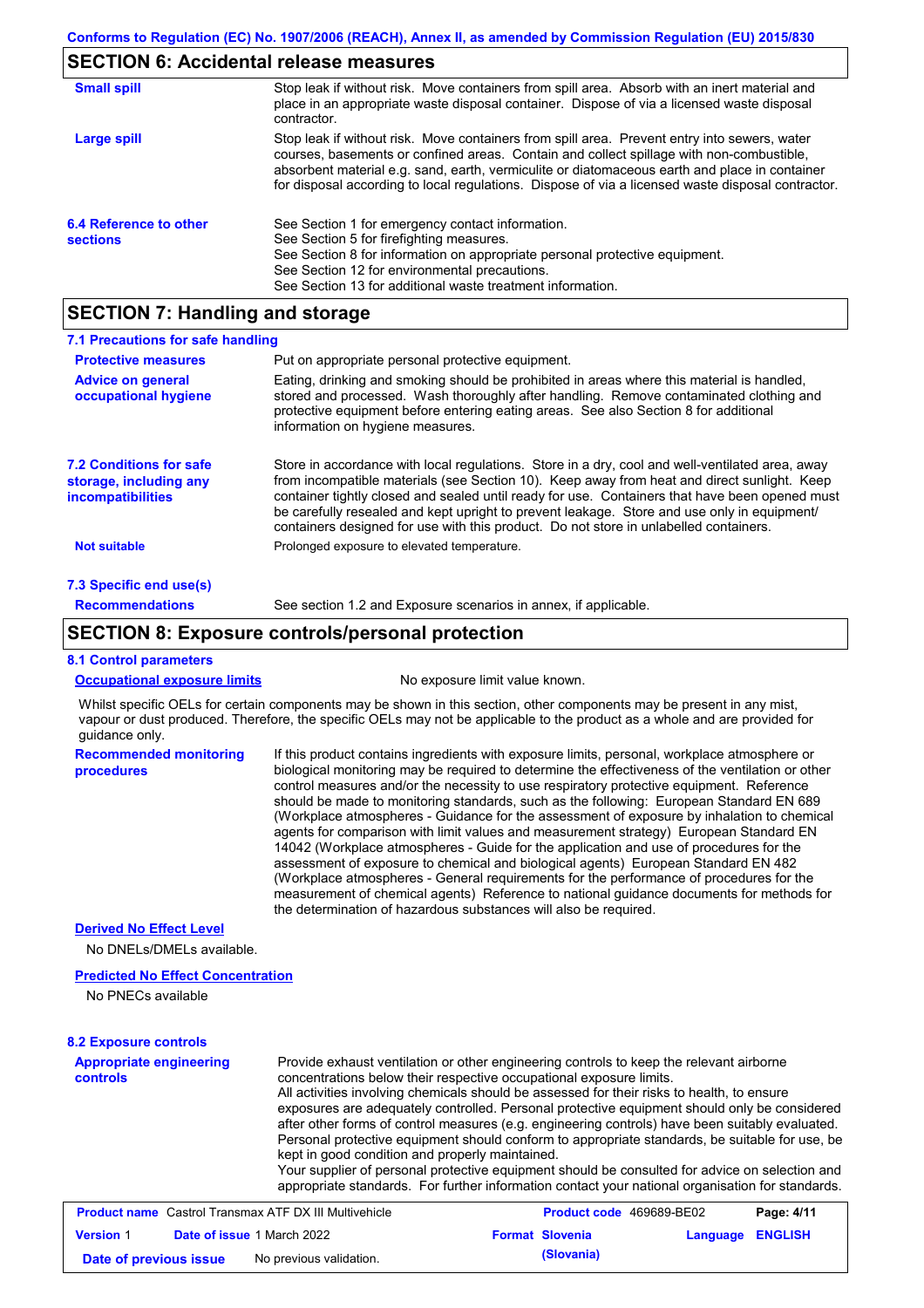## SECTION 6: Accidental release measures

| | |
|---|---|
| **Small spill** | Stop leak if without risk. Move containers from spill area. Absorb with an inert material and place in an appropriate waste disposal container. Dispose of via a licensed waste disposal contractor. |
| **Large spill** | Stop leak if without risk. Move containers from spill area. Prevent entry into sewers, water courses, basements or confined areas. Contain and collect spillage with non-combustible, absorbent material e.g. sand, earth, vermiculite or diatomaceous earth and place in container for disposal according to local regulations. Dispose of via a licensed waste disposal contractor. |
| **6.4 Reference to other sections** | See Section 1 for emergency contact information. See Section 5 for firefighting measures. See Section 8 for information on appropriate personal protective equipment. See Section 12 for environmental precautions. See Section 13 for additional waste treatment information. |

## SECTION 7: Handling and storage

### 7.1 Precautions for safe handling

| | |
|---|---|
| **Protective measures** | Put on appropriate personal protective equipment. |
| **Advice on general occupational hygiene** | Eating, drinking and smoking should be prohibited in areas where this material is handled, stored and processed. Wash thoroughly after handling. Remove contaminated clothing and protective equipment before entering eating areas. See also Section 8 for additional information on hygiene measures. |
| **7.2 Conditions for safe storage, including any incompatibilities** | Store in accordance with local regulations. Store in a dry, cool and well-ventilated area, away from incompatible materials (see Section 10). Keep away from heat and direct sunlight. Keep container tightly closed and sealed until ready for use. Containers that have been opened must be carefully resealed and kept upright to prevent leakage. Store and use only in equipment/ containers designed for use with this product. Do not store in unlabelled containers. |
| **Not suitable** | Prolonged exposure to elevated temperature. |

### 7.3 Specific end use(s)

| | |
|---|---|
| **Recommendations** | See section 1.2 and Exposure scenarios in annex, if applicable. |

## SECTION 8: Exposure controls/personal protection

### 8.1 Control parameters

**Occupational exposure limits** No exposure limit value known.

Whilst specific OELs for certain components may be shown in this section, other components may be present in any mist, vapour or dust produced. Therefore, the specific OELs may not be applicable to the product as a whole and are provided for guidance only.

**Recommended monitoring procedures** If this product contains ingredients with exposure limits, personal, workplace atmosphere or biological monitoring may be required to determine the effectiveness of the ventilation or other control measures and/or the necessity to use respiratory protective equipment. Reference should be made to monitoring standards, such as the following: European Standard EN 689 (Workplace atmospheres - Guidance for the assessment of exposure by inhalation to chemical agents for comparison with limit values and measurement strategy) European Standard EN 14042 (Workplace atmospheres - Guide for the application and use of procedures for the assessment of exposure to chemical and biological agents) European Standard EN 482 (Workplace atmospheres - General requirements for the performance of procedures for the measurement of chemical agents) Reference to national guidance documents for methods for the determination of hazardous substances will also be required.

**Derived No Effect Level**

No DNELs/DMELs available.

**Predicted No Effect Concentration**

No PNECs available

### 8.2 Exposure controls

**Appropriate engineering controls** Provide exhaust ventilation or other engineering controls to keep the relevant airborne concentrations below their respective occupational exposure limits.
All activities involving chemicals should be assessed for their risks to health, to ensure exposures are adequately controlled. Personal protective equipment should only be considered after other forms of control measures (e.g. engineering controls) have been suitably evaluated. Personal protective equipment should conform to appropriate standards, be suitable for use, be kept in good condition and properly maintained.
Your supplier of personal protective equipment should be consulted for advice on selection and appropriate standards. For further information contact your national organisation for standards.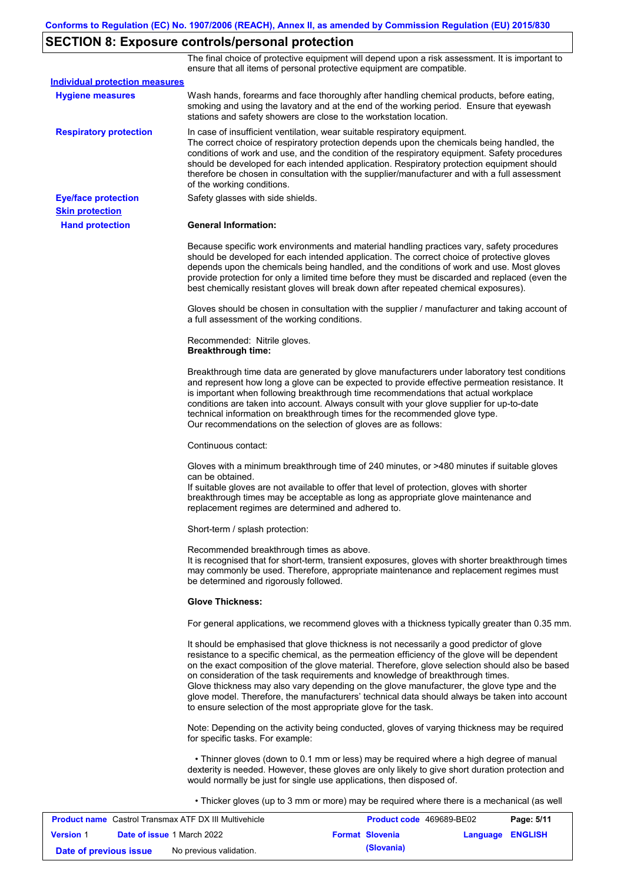## SECTION 8: Exposure controls/personal protection

The final choice of protective equipment will depend upon a risk assessment. It is important to ensure that all items of personal protective equipment are compatible.

**Individual protection measures**

**Hygiene measures**

Wash hands, forearms and face thoroughly after handling chemical products, before eating, smoking and using the lavatory and at the end of the working period. Ensure that eyewash stations and safety showers are close to the workstation location.

**Respiratory protection**

In case of insufficient ventilation, wear suitable respiratory equipment.
The correct choice of respiratory protection depends upon the chemicals being handled, the conditions of work and use, and the condition of the respiratory equipment. Safety procedures should be developed for each intended application. Respiratory protection equipment should therefore be chosen in consultation with the supplier/manufacturer and with a full assessment of the working conditions.

**Eye/face protection**

Safety glasses with side shields.

**Skin protection**

**Hand protection**

**General Information:**

Because specific work environments and material handling practices vary, safety procedures should be developed for each intended application. The correct choice of protective gloves depends upon the chemicals being handled, and the conditions of work and use. Most gloves provide protection for only a limited time before they must be discarded and replaced (even the best chemically resistant gloves will break down after repeated chemical exposures).

Gloves should be chosen in consultation with the supplier / manufacturer and taking account of a full assessment of the working conditions.

Recommended: Nitrile gloves.
**Breakthrough time:**

Breakthrough time data are generated by glove manufacturers under laboratory test conditions and represent how long a glove can be expected to provide effective permeation resistance. It is important when following breakthrough time recommendations that actual workplace conditions are taken into account. Always consult with your glove supplier for up-to-date technical information on breakthrough times for the recommended glove type.
Our recommendations on the selection of gloves are as follows:

Continuous contact:

Gloves with a minimum breakthrough time of 240 minutes, or >480 minutes if suitable gloves can be obtained.
If suitable gloves are not available to offer that level of protection, gloves with shorter breakthrough times may be acceptable as long as appropriate glove maintenance and replacement regimes are determined and adhered to.

Short-term / splash protection:

Recommended breakthrough times as above.
It is recognised that for short-term, transient exposures, gloves with shorter breakthrough times may commonly be used. Therefore, appropriate maintenance and replacement regimes must be determined and rigorously followed.

**Glove Thickness:**

For general applications, we recommend gloves with a thickness typically greater than 0.35 mm.

It should be emphasised that glove thickness is not necessarily a good predictor of glove resistance to a specific chemical, as the permeation efficiency of the glove will be dependent on the exact composition of the glove material. Therefore, glove selection should also be based on consideration of the task requirements and knowledge of breakthrough times.
Glove thickness may also vary depending on the glove manufacturer, the glove type and the glove model. Therefore, the manufacturers' technical data should always be taken into account to ensure selection of the most appropriate glove for the task.

Note: Depending on the activity being conducted, gloves of varying thickness may be required for specific tasks. For example:

- Thinner gloves (down to 0.1 mm or less) may be required where a high degree of manual dexterity is needed. However, these gloves are only likely to give short duration protection and would normally be just for single use applications, then disposed of.

- Thicker gloves (up to 3 mm or more) may be required where there is a mechanical (as well

| **Product name** Castrol Transmax ATF DX III Multivehicle | **Product code** 469689-BE02 | |
|---|---|---|
| **Version** 1 **Date of issue** 1 March 2022 | **Format** Slovenia (Slovania) | **Language** ENGLISH |
| **Date of previous issue** No previous validation. | | |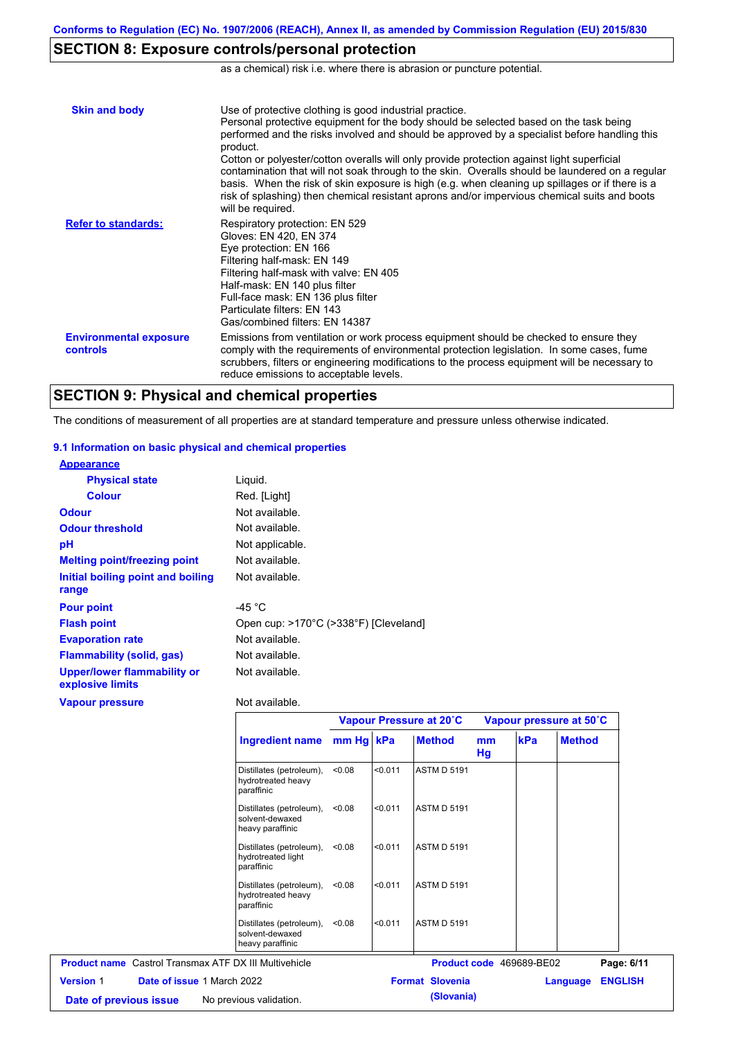## SECTION 8: Exposure controls/personal protection

as a chemical) risk i.e. where there is abrasion or puncture potential.

**Skin and body**

Use of protective clothing is good industrial practice.
Personal protective equipment for the body should be selected based on the task being performed and the risks involved and should be approved by a specialist before handling this product.
Cotton or polyester/cotton overalls will only provide protection against light superficial contamination that will not soak through to the skin. Overalls should be laundered on a regular basis. When the risk of skin exposure is high (e.g. when cleaning up spillages or if there is a risk of splashing) then chemical resistant aprons and/or impervious chemical suits and boots will be required.

**Refer to standards:**

Respiratory protection: EN 529
Gloves: EN 420, EN 374
Eye protection: EN 166
Filtering half-mask: EN 149
Filtering half-mask with valve: EN 405
Half-mask: EN 140 plus filter
Full-face mask: EN 136 plus filter
Particulate filters: EN 143
Gas/combined filters: EN 14387

**Environmental exposure controls**

Emissions from ventilation or work process equipment should be checked to ensure they comply with the requirements of environmental protection legislation. In some cases, fume scrubbers, filters or engineering modifications to the process equipment will be necessary to reduce emissions to acceptable levels.

## SECTION 9: Physical and chemical properties

The conditions of measurement of all properties are at standard temperature and pressure unless otherwise indicated.

### 9.1 Information on basic physical and chemical properties

**Appearance**

**Physical state** Liquid.

**Colour** Red. [Light]

**Odour** Not available.

**Odour threshold** Not available.

**pH** Not applicable.

**Melting point/freezing point** Not available.

**Initial boiling point and boiling range** Not available.

**Pour point** -45 °C

**Flash point** Open cup: >170°C (>338°F) [Cleveland]

**Evaporation rate** Not available.

**Flammability (solid, gas)** Not available.

**Upper/lower flammability or explosive limits** Not available.

**Vapour pressure** Not available.

| | Vapour Pressure at 20˚C | | | Vapour pressure at 50˚C | | |
|---|---|---|---|---|---|---|
| Ingredient name | mm Hg | kPa | Method | mm Hg | kPa | Method |
| Distillates (petroleum), hydrotreated heavy paraffinic | <0.08 | <0.011 | ASTM D 5191 | | | |
| Distillates (petroleum), solvent-dewaxed heavy paraffinic | <0.08 | <0.011 | ASTM D 5191 | | | |
| Distillates (petroleum), hydrotreated light paraffinic | <0.08 | <0.011 | ASTM D 5191 | | | |
| Distillates (petroleum), hydrotreated heavy paraffinic | <0.08 | <0.011 | ASTM D 5191 | | | |
| Distillates (petroleum), solvent-dewaxed heavy paraffinic | <0.08 | <0.011 | ASTM D 5191 | | | |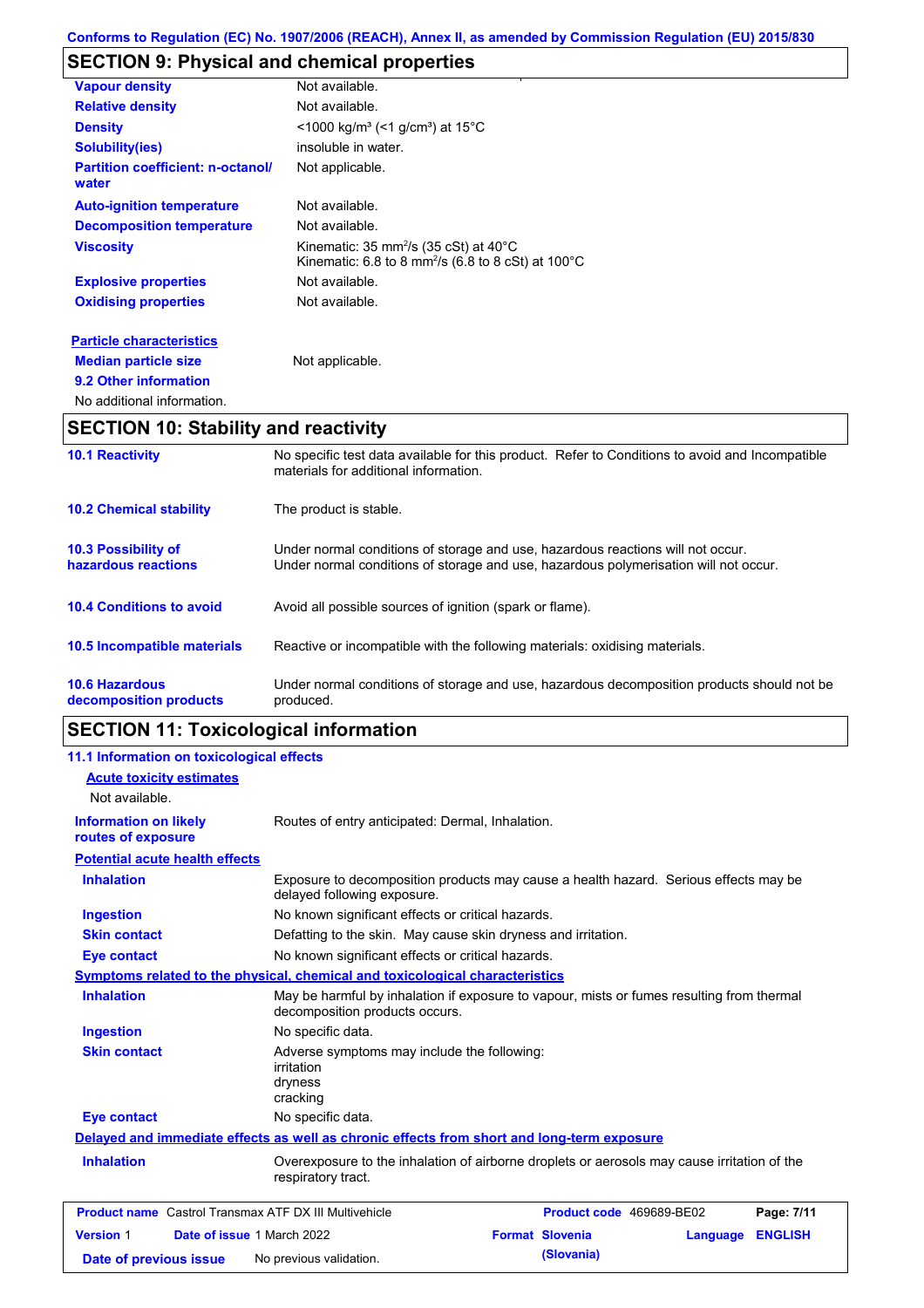## SECTION 9: Physical and chemical properties

| | |
|---|---|
| **Vapour density** | Not available. |
| **Relative density** | Not available. |
| **Density** | <1000 kg/m³ (<1 g/cm³) at 15°C |
| **Solubility(ies)** | insoluble in water. |
| **Partition coefficient: n-octanol/ water** | Not applicable. |
| **Auto-ignition temperature** | Not available. |
| **Decomposition temperature** | Not available. |
| **Viscosity** | Kinematic: 35 mm$^2$/s (35 cSt) at 40°C<br>Kinematic: 6.8 to 8 mm$^2$/s (6.8 to 8 cSt) at 100°C |
| **Explosive properties** | Not available. |
| **Oxidising properties** | Not available. |

**Particle characteristics**

| | |
|---|---|
| **Median particle size** | Not applicable. |

**9.2 Other information**

No additional information.

## SECTION 10: Stability and reactivity

| | |
|---|---|
| **10.1 Reactivity** | No specific test data available for this product. Refer to Conditions to avoid and Incompatible materials for additional information. |
| **10.2 Chemical stability** | The product is stable. |
| **10.3 Possibility of hazardous reactions** | Under normal conditions of storage and use, hazardous reactions will not occur.<br>Under normal conditions of storage and use, hazardous polymerisation will not occur. |
| **10.4 Conditions to avoid** | Avoid all possible sources of ignition (spark or flame). |
| **10.5 Incompatible materials** | Reactive or incompatible with the following materials: oxidising materials. |
| **10.6 Hazardous decomposition products** | Under normal conditions of storage and use, hazardous decomposition products should not be produced. |

## SECTION 11: Toxicological information

**11.1 Information on toxicological effects**

**Acute toxicity estimates**

Not available.

| | |
|---|---|
| **Information on likely routes of exposure** | Routes of entry anticipated: Dermal, Inhalation. |

**Potential acute health effects**

| | |
|---|---|
| **Inhalation** | Exposure to decomposition products may cause a health hazard. Serious effects may be delayed following exposure. |
| **Ingestion** | No known significant effects or critical hazards. |
| **Skin contact** | Defatting to the skin. May cause skin dryness and irritation. |
| **Eye contact** | No known significant effects or critical hazards. |

**Symptoms related to the physical, chemical and toxicological characteristics**

| | |
|---|---|
| **Inhalation** | May be harmful by inhalation if exposure to vapour, mists or fumes resulting from thermal decomposition products occurs. |
| **Ingestion** | No specific data. |
| **Skin contact** | Adverse symptoms may include the following:<br>irritation<br>dryness<br>cracking |
| **Eye contact** | No specific data. |

**Delayed and immediate effects as well as chronic effects from short and long-term exposure**

| | |
|---|---|
| **Inhalation** | Overexposure to the inhalation of airborne droplets or aerosols may cause irritation of the respiratory tract. |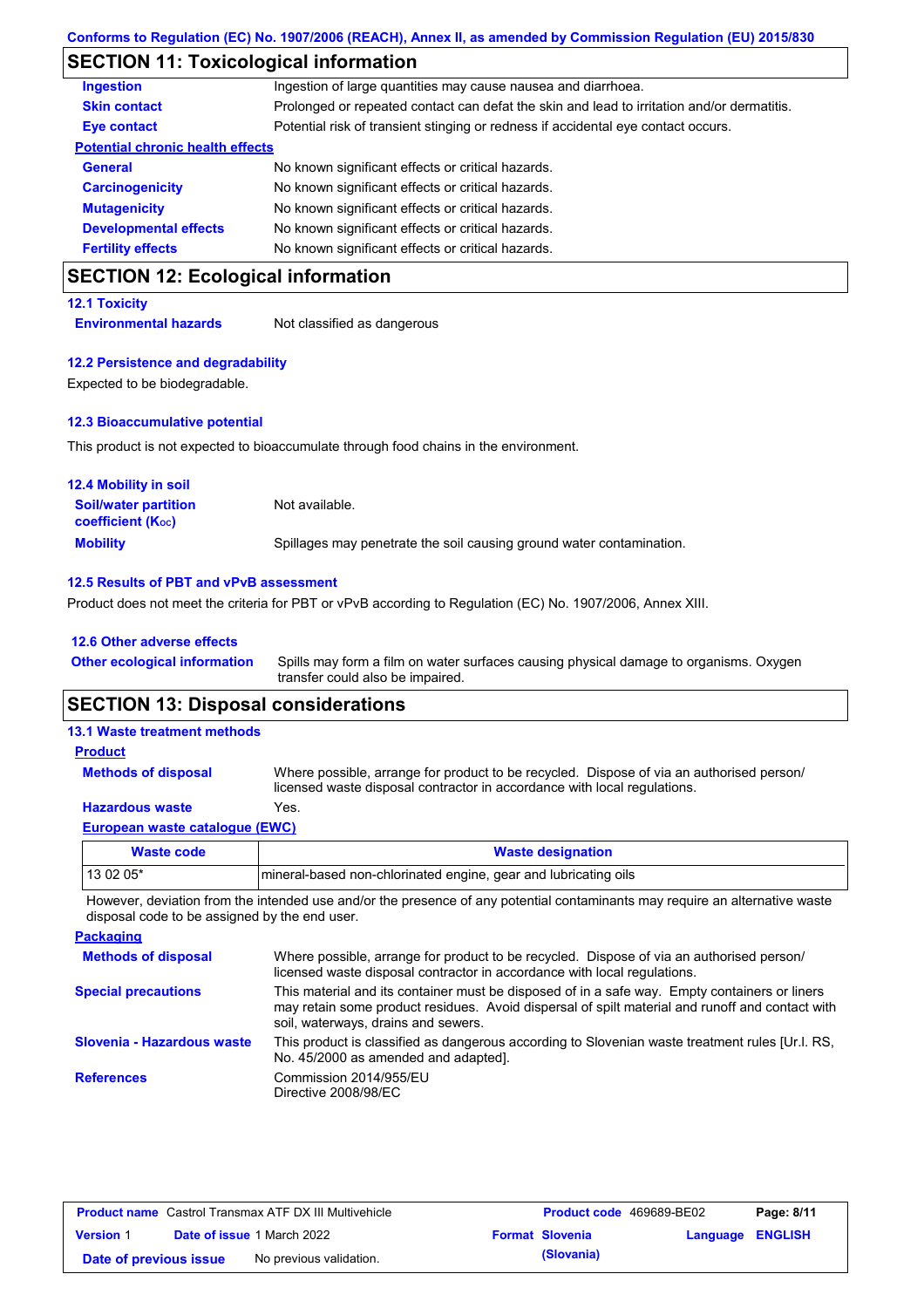Conforms to Regulation (EC) No. 1907/2006 (REACH), Annex II, as amended by Commission Regulation (EU) 2015/830

## SECTION 11: Toxicological information

| | |
|---|---|
| **Ingestion** | Ingestion of large quantities may cause nausea and diarrhoea. |
| **Skin contact** | Prolonged or repeated contact can defat the skin and lead to irritation and/or dermatitis. |
| **Eye contact** | Potential risk of transient stinging or redness if accidental eye contact occurs. |

**Potential chronic health effects**

| | |
|---|---|
| **General** | No known significant effects or critical hazards. |
| **Carcinogenicity** | No known significant effects or critical hazards. |
| **Mutagenicity** | No known significant effects or critical hazards. |
| **Developmental effects** | No known significant effects or critical hazards. |
| **Fertility effects** | No known significant effects or critical hazards. |

## SECTION 12: Ecological information

### 12.1 Toxicity

**Environmental hazards** Not classified as dangerous

### 12.2 Persistence and degradability

Expected to be biodegradable.

### 12.3 Bioaccumulative potential

This product is not expected to bioaccumulate through food chains in the environment.

### 12.4 Mobility in soil

| | |
|---|---|
| **Soil/water partition coefficient ($K_{OC}$)** | Not available. |
| **Mobility** | Spillages may penetrate the soil causing ground water contamination. |

### 12.5 Results of PBT and vPvB assessment

Product does not meet the criteria for PBT or vPvB according to Regulation (EC) No. 1907/2006, Annex XIII.

### 12.6 Other adverse effects

**Other ecological information** Spills may form a film on water surfaces causing physical damage to organisms. Oxygen transfer could also be impaired.

## SECTION 13: Disposal considerations

### 13.1 Waste treatment methods

**Product**

| | |
|---|---|
| **Methods of disposal** | Where possible, arrange for product to be recycled. Dispose of via an authorised person/ licensed waste disposal contractor in accordance with local regulations. |
| **Hazardous waste** | Yes. |

**European waste catalogue (EWC)**

| Waste code | Waste designation |
|---|---|
| 13 02 05* | mineral-based non-chlorinated engine, gear and lubricating oils |

However, deviation from the intended use and/or the presence of any potential contaminants may require an alternative waste disposal code to be assigned by the end user.

**Packaging**

| | |
|---|---|
| **Methods of disposal** | Where possible, arrange for product to be recycled. Dispose of via an authorised person/ licensed waste disposal contractor in accordance with local regulations. |
| **Special precautions** | This material and its container must be disposed of in a safe way. Empty containers or liners may retain some product residues. Avoid dispersal of spilt material and runoff and contact with soil, waterways, drains and sewers. |
| **Slovenia - Hazardous waste** | This product is classified as dangerous according to Slovenian waste treatment rules [Ur.l. RS, No. 45/2000 as amended and adapted]. |
| **References** | Commission 2014/955/EU<br>Directive 2008/98/EC |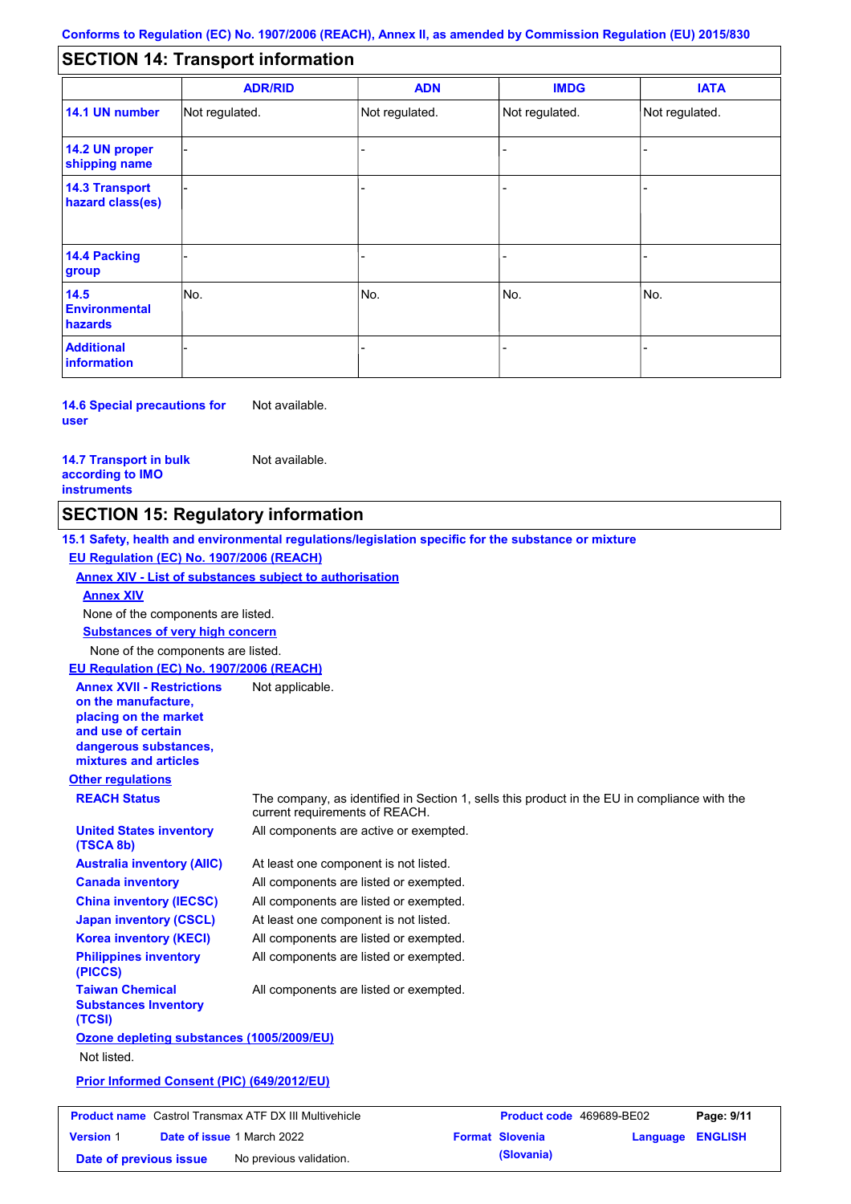## SECTION 14: Transport information

| | ADR/RID | ADN | IMDG | IATA |
|---|---|---|---|---|
| 14.1 UN number | Not regulated. | Not regulated. | Not regulated. | Not regulated. |
| 14.2 UN proper shipping name | - | - | - | - |
| 14.3 Transport hazard class(es) | - | - | - | - |
| 14.4 Packing group | - | - | - | - |
| 14.5 Environmental hazards | No. | No. | No. | No. |
| Additional information | - | - | - | - |

**14.6 Special precautions for user** Not available.

**14.7 Transport in bulk according to IMO instruments** Not available.

## SECTION 15: Regulatory information

**15.1 Safety, health and environmental regulations/legislation specific for the substance or mixture**

**EU Regulation (EC) No. 1907/2006 (REACH)**

**Annex XIV - List of substances subject to authorisation**

**Annex XIV**

None of the components are listed.

**Substances of very high concern**

None of the components are listed.

**EU Regulation (EC) No. 1907/2006 (REACH)**

**Annex XVII - Restrictions on the manufacture, placing on the market and use of certain dangerous substances, mixtures and articles** Not applicable.

**Other regulations**

**REACH Status** The company, as identified in Section 1, sells this product in the EU in compliance with the current requirements of REACH.

**United States inventory (TSCA 8b)** All components are active or exempted.

**Australia inventory (AIIC)** At least one component is not listed.

**Canada inventory** All components are listed or exempted.

**China inventory (IECSC)** All components are listed or exempted.

**Japan inventory (CSCL)** At least one component is not listed.

**Korea inventory (KECI)** All components are listed or exempted.

**Philippines inventory (PICCS)** All components are listed or exempted.

**Taiwan Chemical Substances Inventory (TCSI)** All components are listed or exempted.

**Ozone depleting substances (1005/2009/EU)**

Not listed.

**Prior Informed Consent (PIC) (649/2012/EU)**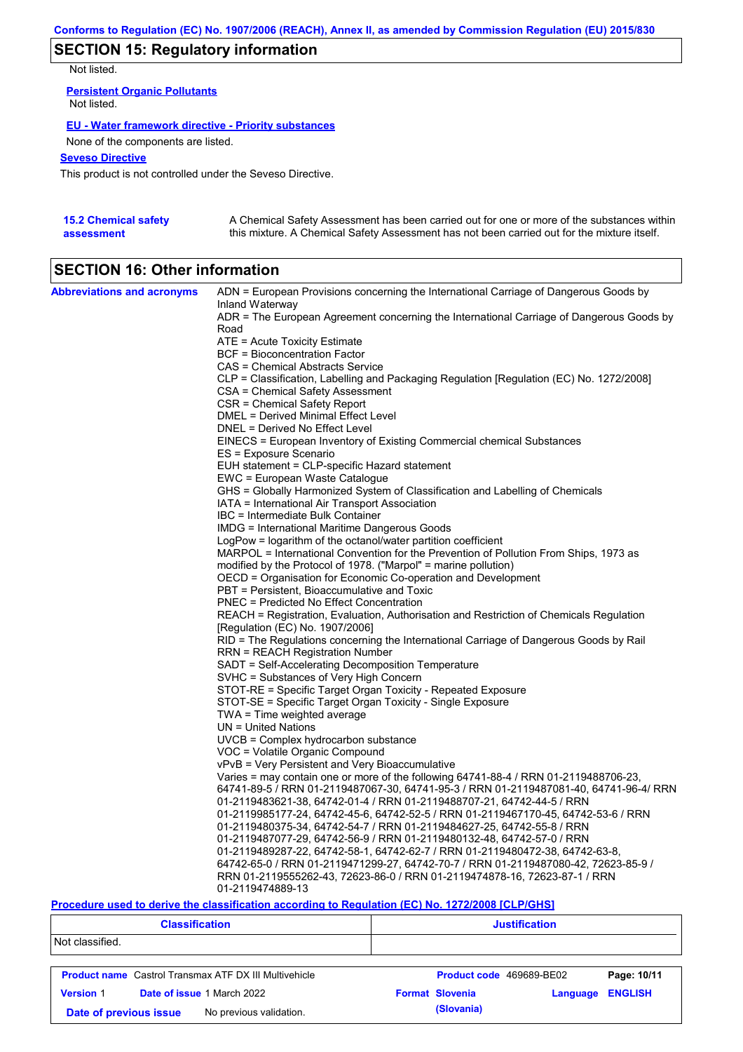## SECTION 15: Regulatory information

Not listed.

**Persistent Organic Pollutants**

Not listed.

**EU - Water framework directive - Priority substances**

None of the components are listed.

**Seveso Directive**

This product is not controlled under the Seveso Directive.

**15.2 Chemical safety assessment**

A Chemical Safety Assessment has been carried out for one or more of the substances within this mixture. A Chemical Safety Assessment has not been carried out for the mixture itself.

## SECTION 16: Other information

**Abbreviations and acronyms**

ADN = European Provisions concerning the International Carriage of Dangerous Goods by Inland Waterway
ADR = The European Agreement concerning the International Carriage of Dangerous Goods by Road
ATE = Acute Toxicity Estimate
BCF = Bioconcentration Factor
CAS = Chemical Abstracts Service
CLP = Classification, Labelling and Packaging Regulation [Regulation (EC) No. 1272/2008]
CSA = Chemical Safety Assessment
CSR = Chemical Safety Report
DMEL = Derived Minimal Effect Level
DNEL = Derived No Effect Level
EINECS = European Inventory of Existing Commercial chemical Substances
ES = Exposure Scenario
EUH statement = CLP-specific Hazard statement
EWC = European Waste Catalogue
GHS = Globally Harmonized System of Classification and Labelling of Chemicals
IATA = International Air Transport Association
IBC = Intermediate Bulk Container
IMDG = International Maritime Dangerous Goods
LogPow = logarithm of the octanol/water partition coefficient
MARPOL = International Convention for the Prevention of Pollution From Ships, 1973 as modified by the Protocol of 1978. ("Marpol" = marine pollution)
OECD = Organisation for Economic Co-operation and Development
PBT = Persistent, Bioaccumulative and Toxic
PNEC = Predicted No Effect Concentration
REACH = Registration, Evaluation, Authorisation and Restriction of Chemicals Regulation [Regulation (EC) No. 1907/2006]
RID = The Regulations concerning the International Carriage of Dangerous Goods by Rail
RRN = REACH Registration Number
SADT = Self-Accelerating Decomposition Temperature
SVHC = Substances of Very High Concern
STOT-RE = Specific Target Organ Toxicity - Repeated Exposure
STOT-SE = Specific Target Organ Toxicity - Single Exposure
TWA = Time weighted average
UN = United Nations
UVCB = Complex hydrocarbon substance
VOC = Volatile Organic Compound
vPvB = Very Persistent and Very Bioaccumulative
Varies = may contain one or more of the following 64741-88-4 / RRN 01-2119488706-23, 64741-89-5 / RRN 01-2119487067-30, 64741-95-3 / RRN 01-2119487081-40, 64741-96-4/ RRN 01-2119483621-38, 64742-01-4 / RRN 01-2119488707-21, 64742-44-5 / RRN 01-2119985177-24, 64742-45-6, 64742-52-5 / RRN 01-2119467170-45, 64742-53-6 / RRN 01-2119480375-34, 64742-54-7 / RRN 01-2119484627-25, 64742-55-8 / RRN 01-2119487077-29, 64742-56-9 / RRN 01-2119480132-48, 64742-57-0 / RRN 01-2119489287-22, 64742-58-1, 64742-62-7 / RRN 01-2119480472-38, 64742-63-8, 64742-65-0 / RRN 01-2119471299-27, 64742-70-7 / RRN 01-2119487080-42, 72623-85-9 / RRN 01-2119555262-43, 72623-86-0 / RRN 01-2119474878-16, 72623-87-1 / RRN 01-2119474889-13

**Procedure used to derive the classification according to Regulation (EC) No. 1272/2008 [CLP/GHS]**

| Classification | Justification |
|---|---|
| Not classified. | |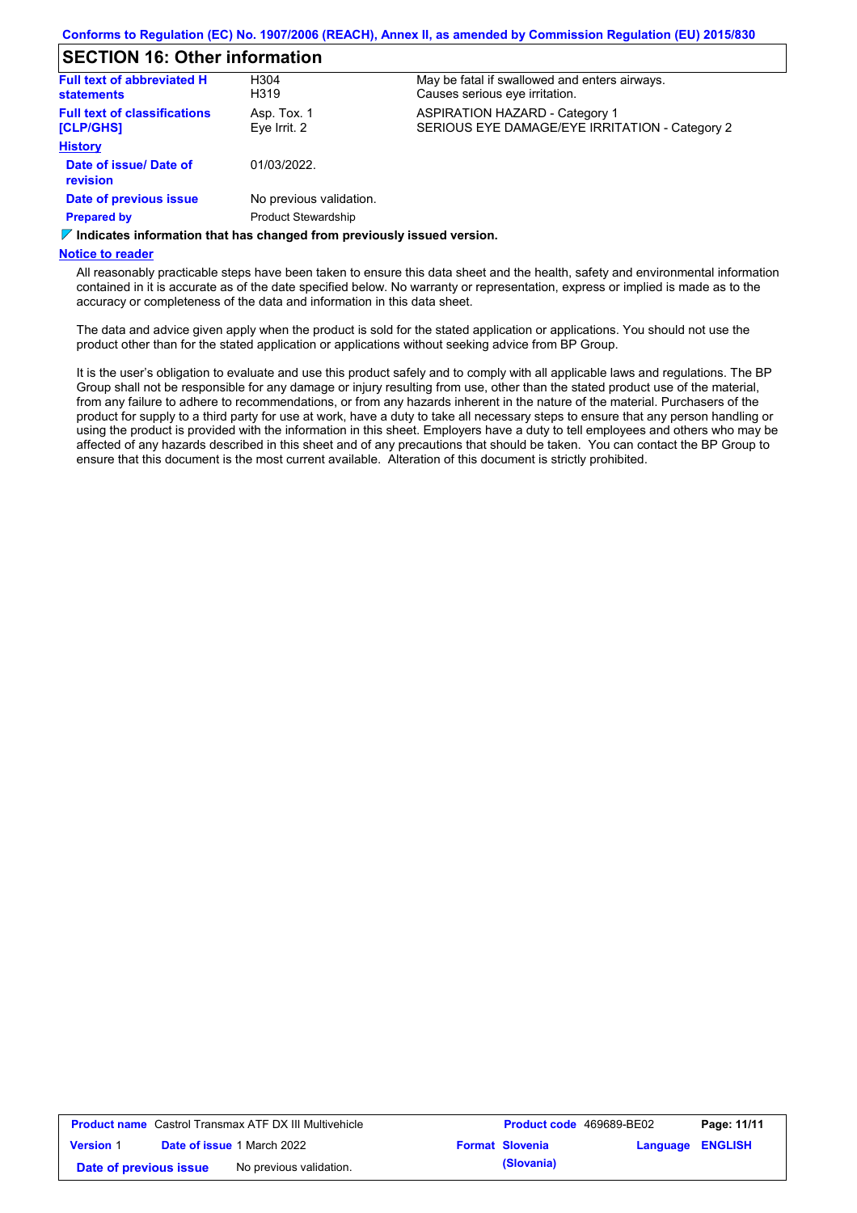## SECTION 16: Other information

| | | |
|---|---|---|
| **Full text of abbreviated H statements** | H304<br>H319 | May be fatal if swallowed and enters airways.<br>Causes serious eye irritation. |
| **Full text of classifications [CLP/GHS]** | Asp. Tox. 1<br>Eye Irrit. 2 | ASPIRATION HAZARD - Category 1<br>SERIOUS EYE DAMAGE/EYE IRRITATION - Category 2 |

### History

| | |
|---|---|
| **Date of issue/ Date of revision** | 01/03/2022. |
| **Date of previous issue** | No previous validation. |
| **Prepared by** | Product Stewardship |

**Indicates information that has changed from previously issued version.**

### Notice to reader

All reasonably practicable steps have been taken to ensure this data sheet and the health, safety and environmental information contained in it is accurate as of the date specified below. No warranty or representation, express or implied is made as to the accuracy or completeness of the data and information in this data sheet.

The data and advice given apply when the product is sold for the stated application or applications. You should not use the product other than for the stated application or applications without seeking advice from BP Group.

It is the user's obligation to evaluate and use this product safely and to comply with all applicable laws and regulations. The BP Group shall not be responsible for any damage or injury resulting from use, other than the stated product use of the material, from any failure to adhere to recommendations, or from any hazards inherent in the nature of the material. Purchasers of the product for supply to a third party for use at work, have a duty to take all necessary steps to ensure that any person handling or using the product is provided with the information in this sheet. Employers have a duty to tell employees and others who may be affected of any hazards described in this sheet and of any precautions that should be taken. You can contact the BP Group to ensure that this document is the most current available. Alteration of this document is strictly prohibited.